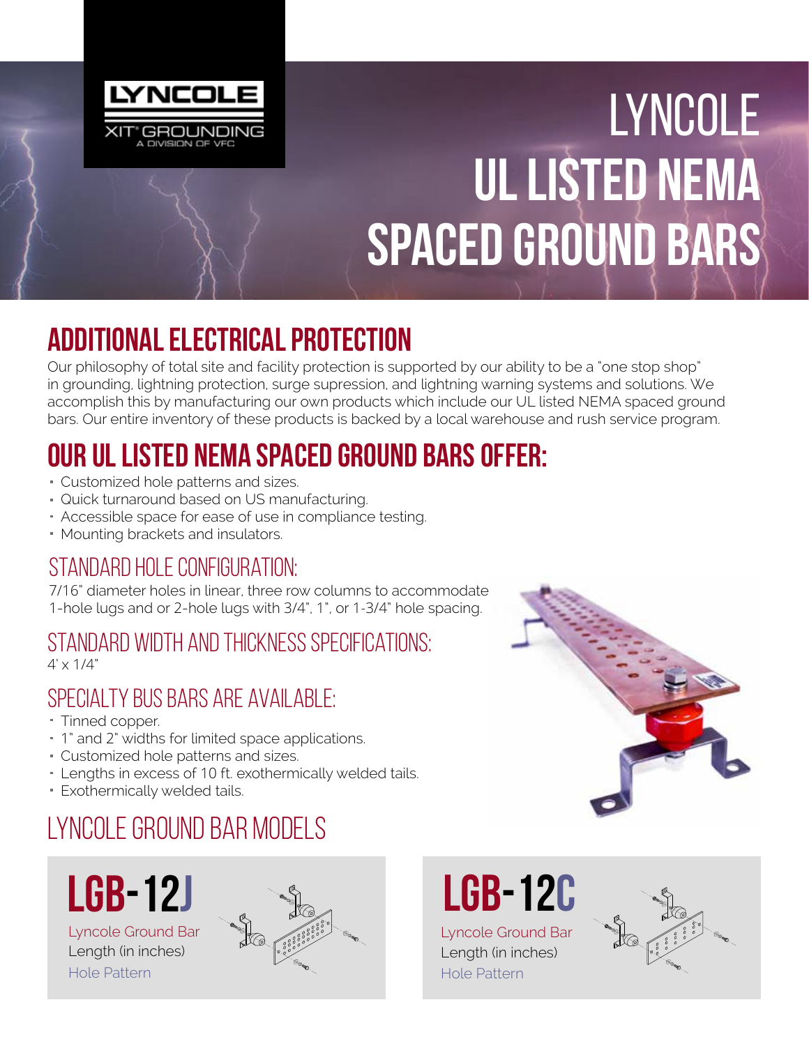# LYNCOLE UL LISTED NEMA SPACED GROUND BARS

## ADDITIONAL ELECTRICAL PROTECTION

Our philosophy of total site and facility protection is supported by our ability to be a "one stop shop" in grounding, lightning protection, surge supression, and lightning warning systems and solutions. We accomplish this by manufacturing our own products which include our UL listed NEMA spaced ground bars. Our entire inventory of these products is backed by a local warehouse and rush service program.

## OUR UL LISTED NEMA SPACED GROUND BARS OFFER:

- Customized hole patterns and sizes.
- Quick turnaround based on US manufacturing.
- Accessible space for ease of use in compliance testing.
- Mounting brackets and insulators.

### STANDARD HOLE CONFIGURATION:

7/16" diameter holes in linear, three row columns to accommodate 1-hole lugs and or 2-hole lugs with 3/4", 1", or 1-3/4" hole spacing.

### STANDARD WIDTH AND THICKNESS SPECIFICATIONS:

4' x 1/4"

### SPECIALTY BUS BARS ARE AVAILABLE:

- Tinned copper.
- 1" and 2" widths for limited space applications.
- Customized hole patterns and sizes.
- Lengths in excess of 10 ft. exothermically welded tails.
- Exothermically welded tails.

## LYNCOLE GROUND BAR MODELS

**LGB-12J**

Lyncole Ground Bar
Length (in inches)
Hole Pattern

**LGB-12C**

Lyncole Ground Bar
Length (in inches)
Hole Pattern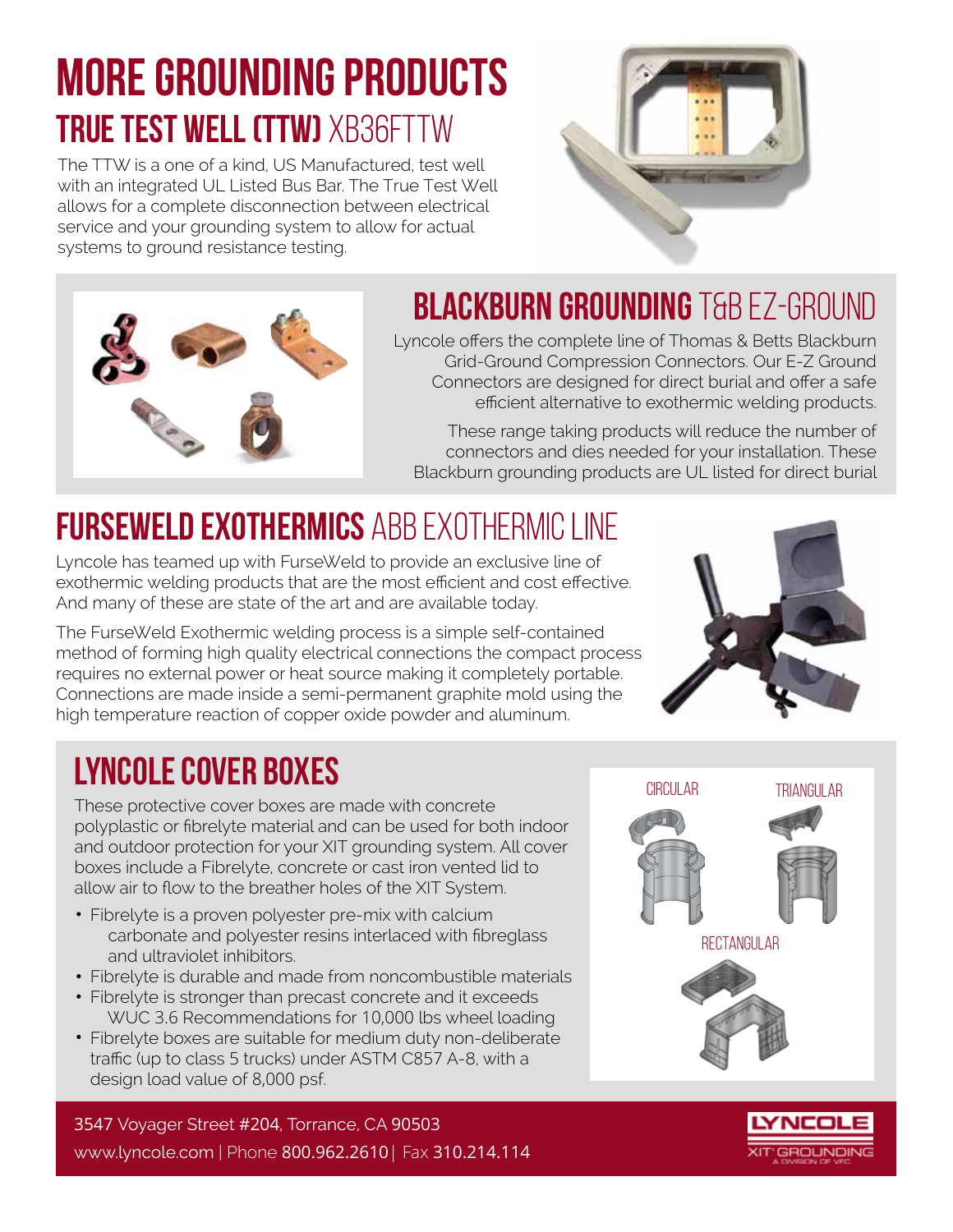# MORE GROUNDING PRODUCTS

## TRUE TEST WELL (TTW) XB36FTTW

The TTW is a one of a kind, US Manufactured, test well with an integrated UL Listed Bus Bar. The True Test Well allows for a complete disconnection between electrical service and your grounding system to allow for actual systems to ground resistance testing.

## BLACKBURN GROUNDING T&B EZ-GROUND

Lyncole offers the complete line of Thomas & Betts Blackburn Grid-Ground Compression Connectors. Our E-Z Ground Connectors are designed for direct burial and offer a safe efficient alternative to exothermic welding products.

These range taking products will reduce the number of connectors and dies needed for your installation. These Blackburn grounding products are UL listed for direct burial

## FURSEWELD EXOTHERMICS ABB EXOTHERMIC LINE

Lyncole has teamed up with FurseWeld to provide an exclusive line of exothermic welding products that are the most efficient and cost effective. And many of these are state of the art and are available today.

The FurseWeld Exothermic welding process is a simple self-contained method of forming high quality electrical connections the compact process requires no external power or heat source making it completely portable. Connections are made inside a semi-permanent graphite mold using the high temperature reaction of copper oxide powder and aluminum.

## LYNCOLE COVER BOXES

These protective cover boxes are made with concrete polyplastic or fibrelyte material and can be used for both indoor and outdoor protection for your XIT grounding system. All cover boxes include a Fibrelyte, concrete or cast iron vented lid to allow air to flow to the breather holes of the XIT System.

- Fibrelyte is a proven polyester pre-mix with calcium carbonate and polyester resins interlaced with fibreglass and ultraviolet inhibitors.
- Fibrelyte is durable and made from noncombustible materials
- Fibrelyte is stronger than precast concrete and it exceeds WUC 3.6 Recommendations for 10,000 lbs wheel loading
- Fibrelyte boxes are suitable for medium duty non-deliberate traffic (up to class 5 trucks) under ASTM C857 A-8, with a design load value of 8,000 psf.

CIRCULAR

TRIANGULAR

RECTANGULAR

3547 Voyager Street #204, Torrance, CA 90503
www.lyncole.com | Phone 800.962.2610 | Fax 310.214.114

LYNCOLE XIT GROUNDING A DIVISION OF VFC